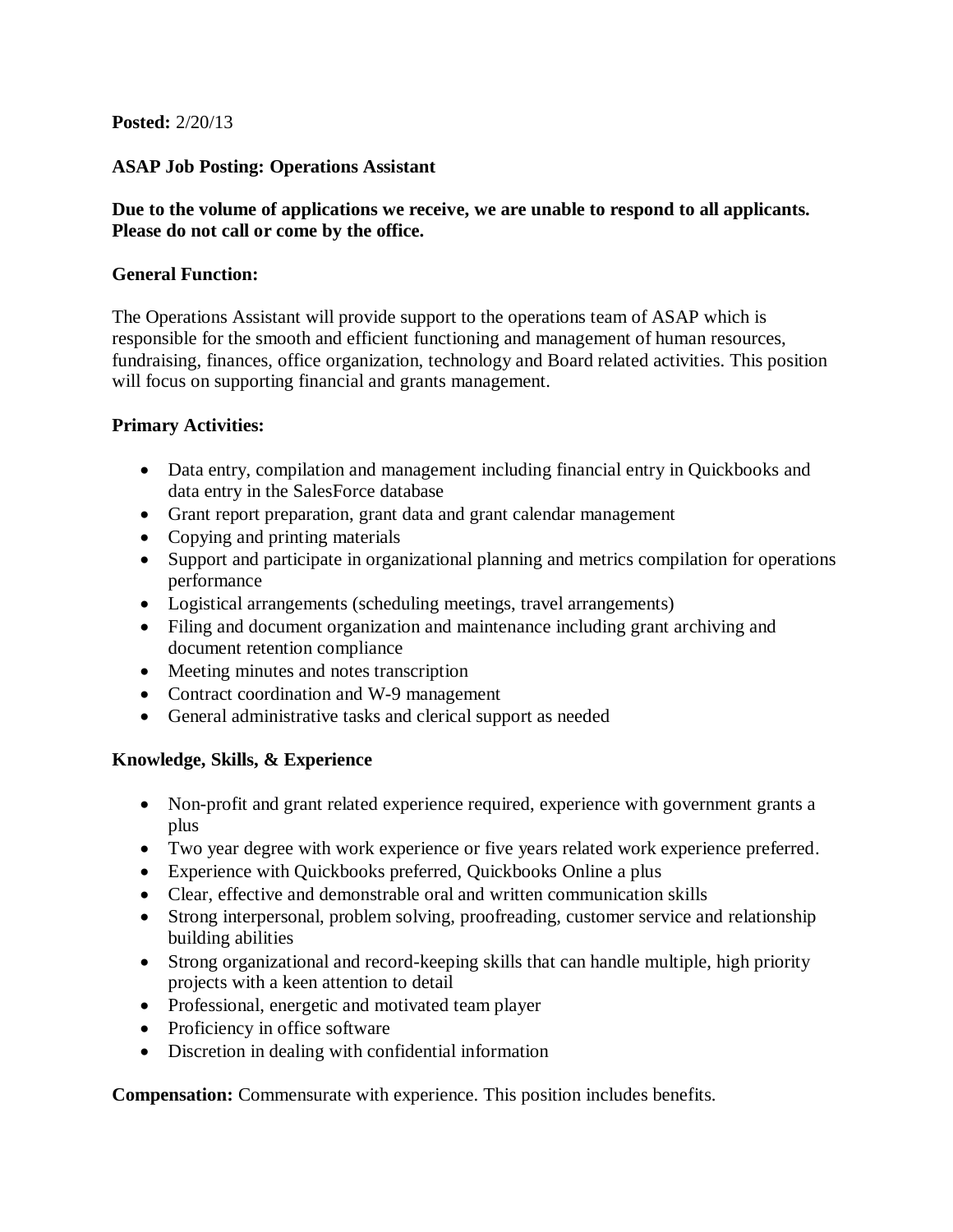**Posted:** 2/20/13

**ASAP Job Posting: Operations Assistant**

**Due to the volume of applications we receive, we are unable to respond to all applicants. Please do not call or come by the office.**

**General Function:**

The Operations Assistant will provide support to the operations team of ASAP which is responsible for the smooth and efficient functioning and management of human resources, fundraising, finances, office organization, technology and Board related activities. This position will focus on supporting financial and grants management.

**Primary Activities:**

- Data entry, compilation and management including financial entry in Quickbooks and data entry in the SalesForce database
- Grant report preparation, grant data and grant calendar management
- Copying and printing materials
- Support and participate in organizational planning and metrics compilation for operations performance
- Logistical arrangements (scheduling meetings, travel arrangements)
- Filing and document organization and maintenance including grant archiving and document retention compliance
- Meeting minutes and notes transcription
- Contract coordination and W-9 management
- General administrative tasks and clerical support as needed

**Knowledge, Skills, & Experience**

- Non-profit and grant related experience required, experience with government grants a plus
- Two year degree with work experience or five years related work experience preferred.
- Experience with Quickbooks preferred, Quickbooks Online a plus
- Clear, effective and demonstrable oral and written communication skills
- Strong interpersonal, problem solving, proofreading, customer service and relationship building abilities
- Strong organizational and record-keeping skills that can handle multiple, high priority projects with a keen attention to detail
- Professional, energetic and motivated team player
- Proficiency in office software
- Discretion in dealing with confidential information

**Compensation:** Commensurate with experience. This position includes benefits.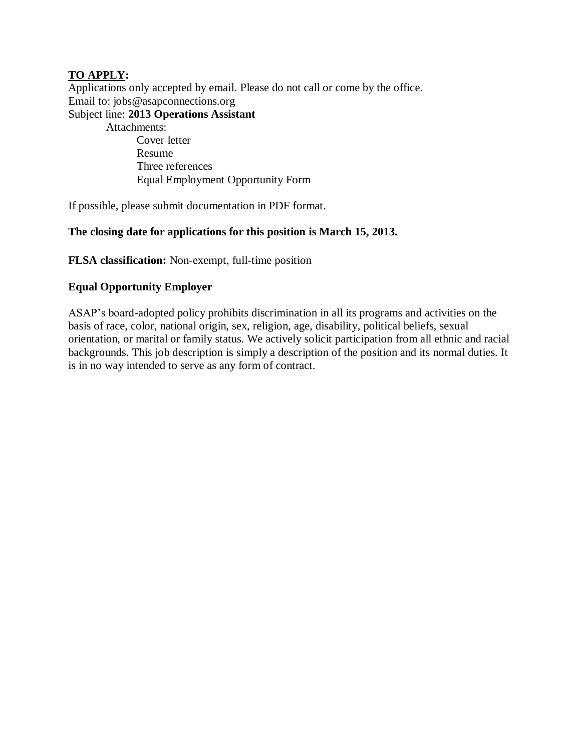**<u>TO APPLY</u>:**

Applications only accepted by email. Please do not call or come by the office.
Email to: jobs@asapconnections.org
Subject line: **2013 Operations Assistant**

- Attachments:
  - Cover letter
  - Resume
  - Three references
  - Equal Employment Opportunity Form

If possible, please submit documentation in PDF format.

**The closing date for applications for this position is March 15, 2013.**

**FLSA classification:** Non-exempt, full-time position

**Equal Opportunity Employer**

ASAP's board-adopted policy prohibits discrimination in all its programs and activities on the basis of race, color, national origin, sex, religion, age, disability, political beliefs, sexual orientation, or marital or family status. We actively solicit participation from all ethnic and racial backgrounds. This job description is simply a description of the position and its normal duties. It is in no way intended to serve as any form of contract.